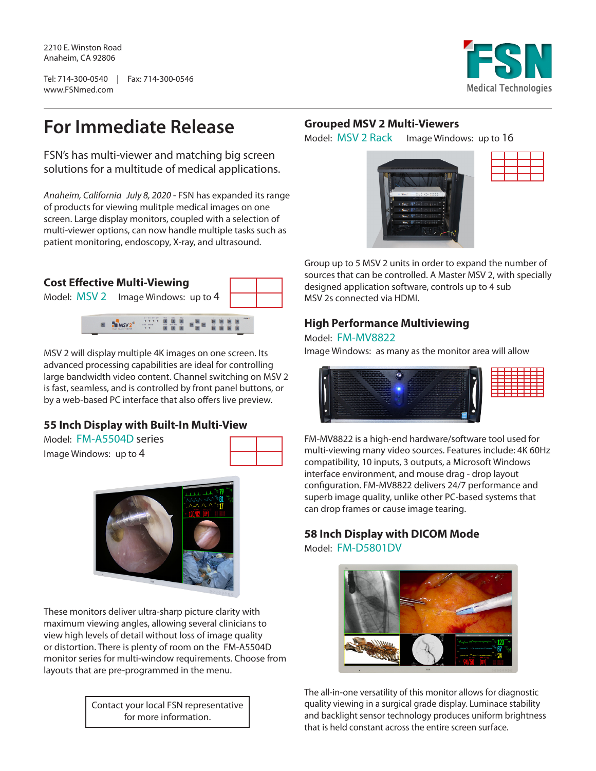2210 E. Winston Road
Anaheim, CA 92806

Tel: 714-300-0540 | Fax: 714-300-0546
www.FSNmed.com

FSN Medical Technologies

# For Immediate Release

FSN's has multi-viewer and matching big screen solutions for a multitude of medical applications.

*Anaheim, California July 8, 2020* - FSN has expanded its range of products for viewing mulitple medical images on one screen. Large display monitors, coupled with a selection of multi-viewer options, can now handle multiple tasks such as patient monitoring, endoscopy, X-ray, and ultrasound.

## Cost Effective Multi-Viewing

Model: MSV 2 Image Windows: up to 4

MSV 2 will display multiple 4K images on one screen. Its advanced processing capabilities are ideal for controlling large bandwidth video content. Channel switching on MSV 2 is fast, seamless, and is controlled by front panel buttons, or by a web-based PC interface that also offers live preview.

## 55 Inch Display with Built-In Multi-View

Model: FM-A5504D series
Image Windows: up to 4

These monitors deliver ultra-sharp picture clarity with maximum viewing angles, allowing several clinicians to view high levels of detail without loss of image quality or distortion. There is plenty of room on the FM-A5504D monitor series for multi-window requirements. Choose from layouts that are pre-programmed in the menu.

Contact your local FSN representative for more information.

## Grouped MSV 2 Multi-Viewers

Model: MSV 2 Rack Image Windows: up to 16

Group up to 5 MSV 2 units in order to expand the number of sources that can be controlled. A Master MSV 2, with specially designed application software, controls up to 4 sub MSV 2s connected via HDMI.

## High Performance Multiviewing

Model: FM-MV8822
Image Windows: as many as the monitor area will allow

FM-MV8822 is a high-end hardware/software tool used for multi-viewing many video sources. Features include: 4K 60Hz compatibility, 10 inputs, 3 outputs, a Microsoft Windows interface environment, and mouse drag - drop layout configuration. FM-MV8822 delivers 24/7 performance and superb image quality, unlike other PC-based systems that can drop frames or cause image tearing.

## 58 Inch Display with DICOM Mode

Model: FM-D5801DV

The all-in-one versatility of this monitor allows for diagnostic quality viewing in a surgical grade display. Luminace stability and backlight sensor technology produces uniform brightness that is held constant across the entire screen surface.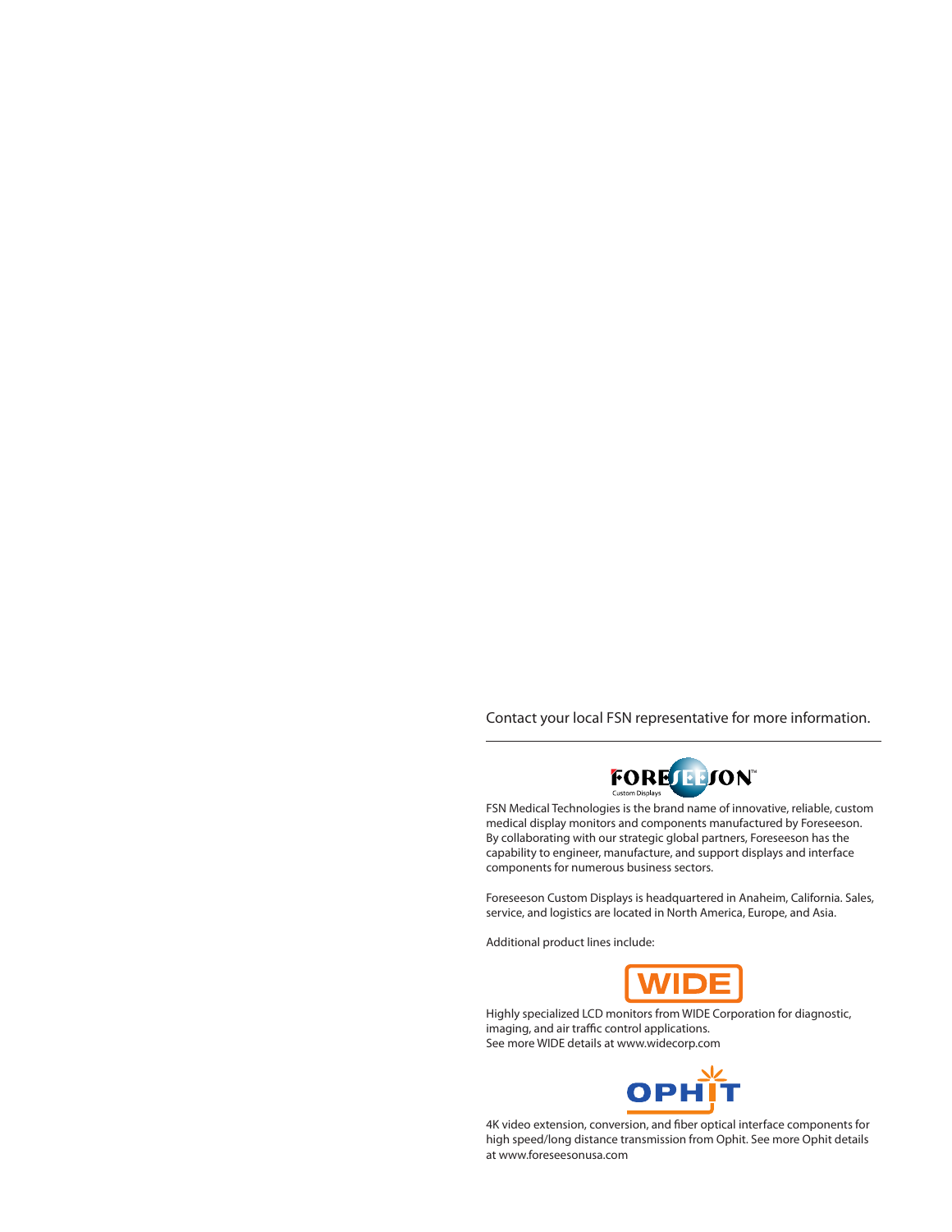Contact your local FSN representative for more information.

---

FORESEESON™
Custom Displays

FSN Medical Technologies is the brand name of innovative, reliable, custom medical display monitors and components manufactured by Foreseeson. By collaborating with our strategic global partners, Foreseeson has the capability to engineer, manufacture, and support displays and interface components for numerous business sectors.

Foreseeson Custom Displays is headquartered in Anaheim, California. Sales, service, and logistics are located in North America, Europe, and Asia.

Additional product lines include:

WIDE

Highly specialized LCD monitors from WIDE Corporation for diagnostic, imaging, and air traffic control applications.
See more WIDE details at www.widecorp.com

OPHIT

4K video extension, conversion, and fiber optical interface components for high speed/long distance transmission from Ophit. See more Ophit details at www.foreseesonusa.com